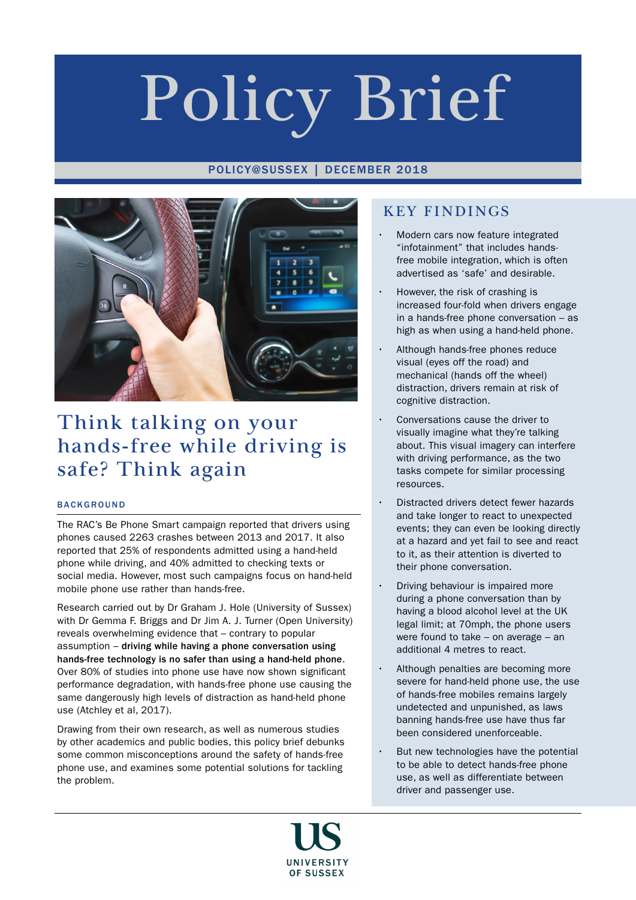# Policy Brief

POLICY@SUSSEX | DECEMBER 2018

## Think talking on your hands-free while driving is safe? Think again

### BACKGROUND

The RAC's Be Phone Smart campaign reported that drivers using phones caused 2263 crashes between 2013 and 2017. It also reported that 25% of respondents admitted using a hand-held phone while driving, and 40% admitted to checking texts or social media. However, most such campaigns focus on hand-held mobile phone use rather than hands-free.

Research carried out by Dr Graham J. Hole (University of Sussex) with Dr Gemma F. Briggs and Dr Jim A. J. Turner (Open University) reveals overwhelming evidence that – contrary to popular assumption – **driving while having a phone conversation using hands-free technology is no safer than using a hand-held phone**. Over 80% of studies into phone use have now shown significant performance degradation, with hands-free phone use causing the same dangerously high levels of distraction as hand-held phone use (Atchley et al, 2017).

Drawing from their own research, as well as numerous studies by other academics and public bodies, this policy brief debunks some common misconceptions around the safety of hands-free phone use, and examines some potential solutions for tackling the problem.

## KEY FINDINGS

- Modern cars now feature integrated "infotainment" that includes hands-free mobile integration, which is often advertised as 'safe' and desirable.
- However, the risk of crashing is increased four-fold when drivers engage in a hands-free phone conversation – as high as when using a hand-held phone.
- Although hands-free phones reduce visual (eyes off the road) and mechanical (hands off the wheel) distraction, drivers remain at risk of cognitive distraction.
- Conversations cause the driver to visually imagine what they're talking about. This visual imagery can interfere with driving performance, as the two tasks compete for similar processing resources.
- Distracted drivers detect fewer hazards and take longer to react to unexpected events; they can even be looking directly at a hazard and yet fail to see and react to it, as their attention is diverted to their phone conversation.
- Driving behaviour is impaired more during a phone conversation than by having a blood alcohol level at the UK legal limit; at 70mph, the phone users were found to take – on average – an additional 4 metres to react.
- Although penalties are becoming more severe for hand-held phone use, the use of hands-free mobiles remains largely undetected and unpunished, as laws banning hands-free use have thus far been considered unenforceable.
- But new technologies have the potential to be able to detect hands-free phone use, as well as differentiate between driver and passenger use.

UNIVERSITY OF SUSSEX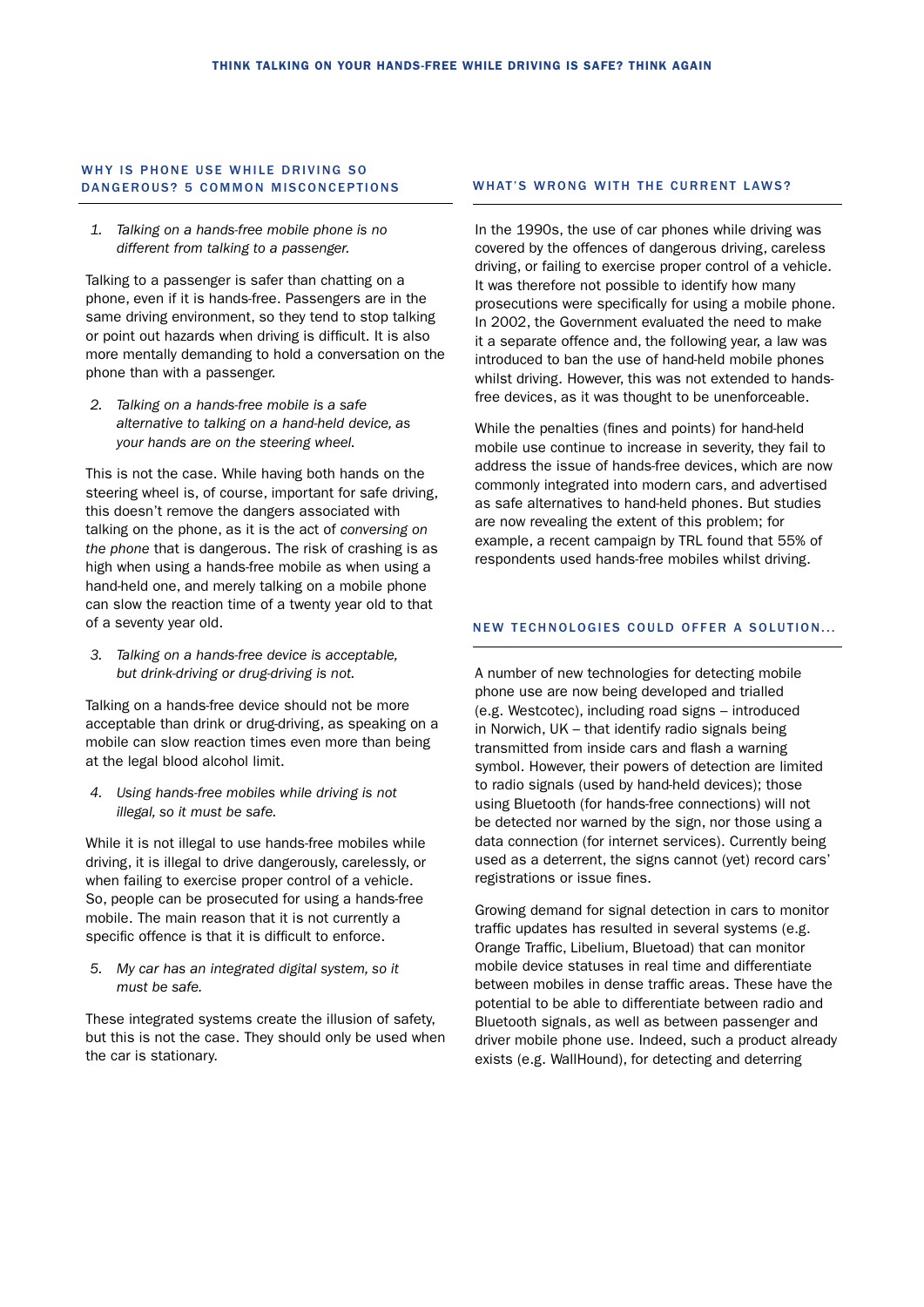## WHY IS PHONE USE WHILE DRIVING SO DANGEROUS? 5 COMMON MISCONCEPTIONS

1. *Talking on a hands-free mobile phone is no different from talking to a passenger.*

Talking to a passenger is safer than chatting on a phone, even if it is hands-free. Passengers are in the same driving environment, so they tend to stop talking or point out hazards when driving is difficult. It is also more mentally demanding to hold a conversation on the phone than with a passenger.

2. *Talking on a hands-free mobile is a safe alternative to talking on a hand-held device, as your hands are on the steering wheel.*

This is not the case. While having both hands on the steering wheel is, of course, important for safe driving, this doesn't remove the dangers associated with talking on the phone, as it is the act of *conversing on the phone* that is dangerous. The risk of crashing is as high when using a hands-free mobile as when using a hand-held one, and merely talking on a mobile phone can slow the reaction time of a twenty year old to that of a seventy year old.

3. *Talking on a hands-free device is acceptable, but drink-driving or drug-driving is not.*

Talking on a hands-free device should not be more acceptable than drink or drug-driving, as speaking on a mobile can slow reaction times even more than being at the legal blood alcohol limit.

4. *Using hands-free mobiles while driving is not illegal, so it must be safe.*

While it is not illegal to use hands-free mobiles while driving, it is illegal to drive dangerously, carelessly, or when failing to exercise proper control of a vehicle. So, people can be prosecuted for using a hands-free mobile. The main reason that it is not currently a specific offence is that it is difficult to enforce.

5. *My car has an integrated digital system, so it must be safe.*

These integrated systems create the illusion of safety, but this is not the case. They should only be used when the car is stationary.

## WHAT'S WRONG WITH THE CURRENT LAWS?

In the 1990s, the use of car phones while driving was covered by the offences of dangerous driving, careless driving, or failing to exercise proper control of a vehicle. It was therefore not possible to identify how many prosecutions were specifically for using a mobile phone. In 2002, the Government evaluated the need to make it a separate offence and, the following year, a law was introduced to ban the use of hand-held mobile phones whilst driving. However, this was not extended to hands-free devices, as it was thought to be unenforceable.

While the penalties (fines and points) for hand-held mobile use continue to increase in severity, they fail to address the issue of hands-free devices, which are now commonly integrated into modern cars, and advertised as safe alternatives to hand-held phones. But studies are now revealing the extent of this problem; for example, a recent campaign by TRL found that 55% of respondents used hands-free mobiles whilst driving.

## NEW TECHNOLOGIES COULD OFFER A SOLUTION...

A number of new technologies for detecting mobile phone use are now being developed and trialled (e.g. Westcotec), including road signs – introduced in Norwich, UK – that identify radio signals being transmitted from inside cars and flash a warning symbol. However, their powers of detection are limited to radio signals (used by hand-held devices); those using Bluetooth (for hands-free connections) will not be detected nor warned by the sign, nor those using a data connection (for internet services). Currently being used as a deterrent, the signs cannot (yet) record cars' registrations or issue fines.

Growing demand for signal detection in cars to monitor traffic updates has resulted in several systems (e.g. Orange Traffic, Libelium, Bluetoad) that can monitor mobile device statuses in real time and differentiate between mobiles in dense traffic areas. These have the potential to be able to differentiate between radio and Bluetooth signals, as well as between passenger and driver mobile phone use. Indeed, such a product already exists (e.g. WallHound), for detecting and deterring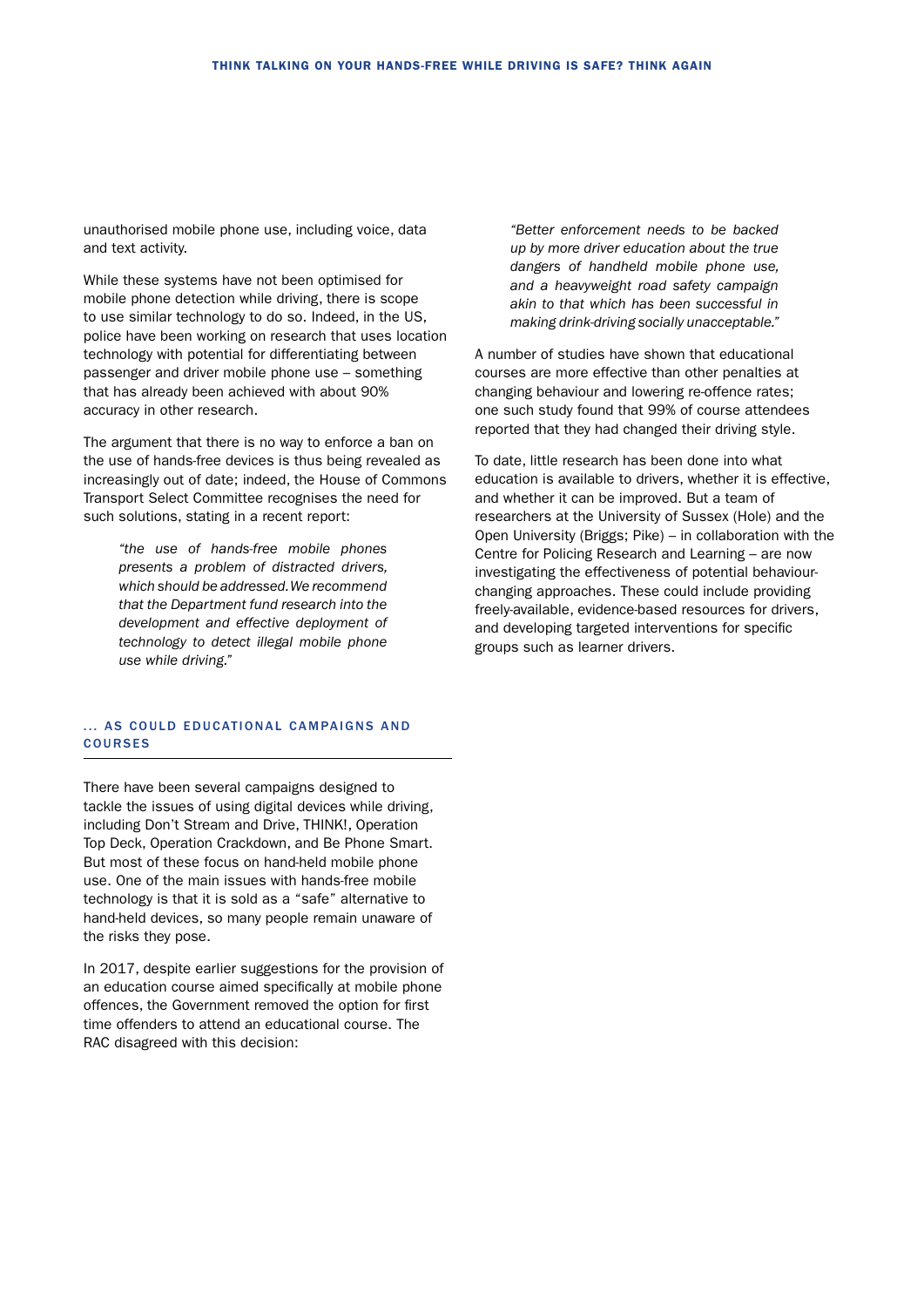unauthorised mobile phone use, including voice, data and text activity.

While these systems have not been optimised for mobile phone detection while driving, there is scope to use similar technology to do so. Indeed, in the US, police have been working on research that uses location technology with potential for differentiating between passenger and driver mobile phone use – something that has already been achieved with about 90% accuracy in other research.

The argument that there is no way to enforce a ban on the use of hands-free devices is thus being revealed as increasingly out of date; indeed, the House of Commons Transport Select Committee recognises the need for such solutions, stating in a recent report:

> *"the use of hands-free mobile phones presents a problem of distracted drivers, which should be addressed. We recommend that the Department fund research into the development and effective deployment of technology to detect illegal mobile phone use while driving."*

### ... AS COULD EDUCATIONAL CAMPAIGNS AND COURSES

There have been several campaigns designed to tackle the issues of using digital devices while driving, including Don't Stream and Drive, THINK!, Operation Top Deck, Operation Crackdown, and Be Phone Smart. But most of these focus on hand-held mobile phone use. One of the main issues with hands-free mobile technology is that it is sold as a "safe" alternative to hand-held devices, so many people remain unaware of the risks they pose.

In 2017, despite earlier suggestions for the provision of an education course aimed specifically at mobile phone offences, the Government removed the option for first time offenders to attend an educational course. The RAC disagreed with this decision:

> *"Better enforcement needs to be backed up by more driver education about the true dangers of handheld mobile phone use, and a heavyweight road safety campaign akin to that which has been successful in making drink-driving socially unacceptable."*

A number of studies have shown that educational courses are more effective than other penalties at changing behaviour and lowering re-offence rates; one such study found that 99% of course attendees reported that they had changed their driving style.

To date, little research has been done into what education is available to drivers, whether it is effective, and whether it can be improved. But a team of researchers at the University of Sussex (Hole) and the Open University (Briggs; Pike) – in collaboration with the Centre for Policing Research and Learning – are now investigating the effectiveness of potential behaviour-changing approaches. These could include providing freely-available, evidence-based resources for drivers, and developing targeted interventions for specific groups such as learner drivers.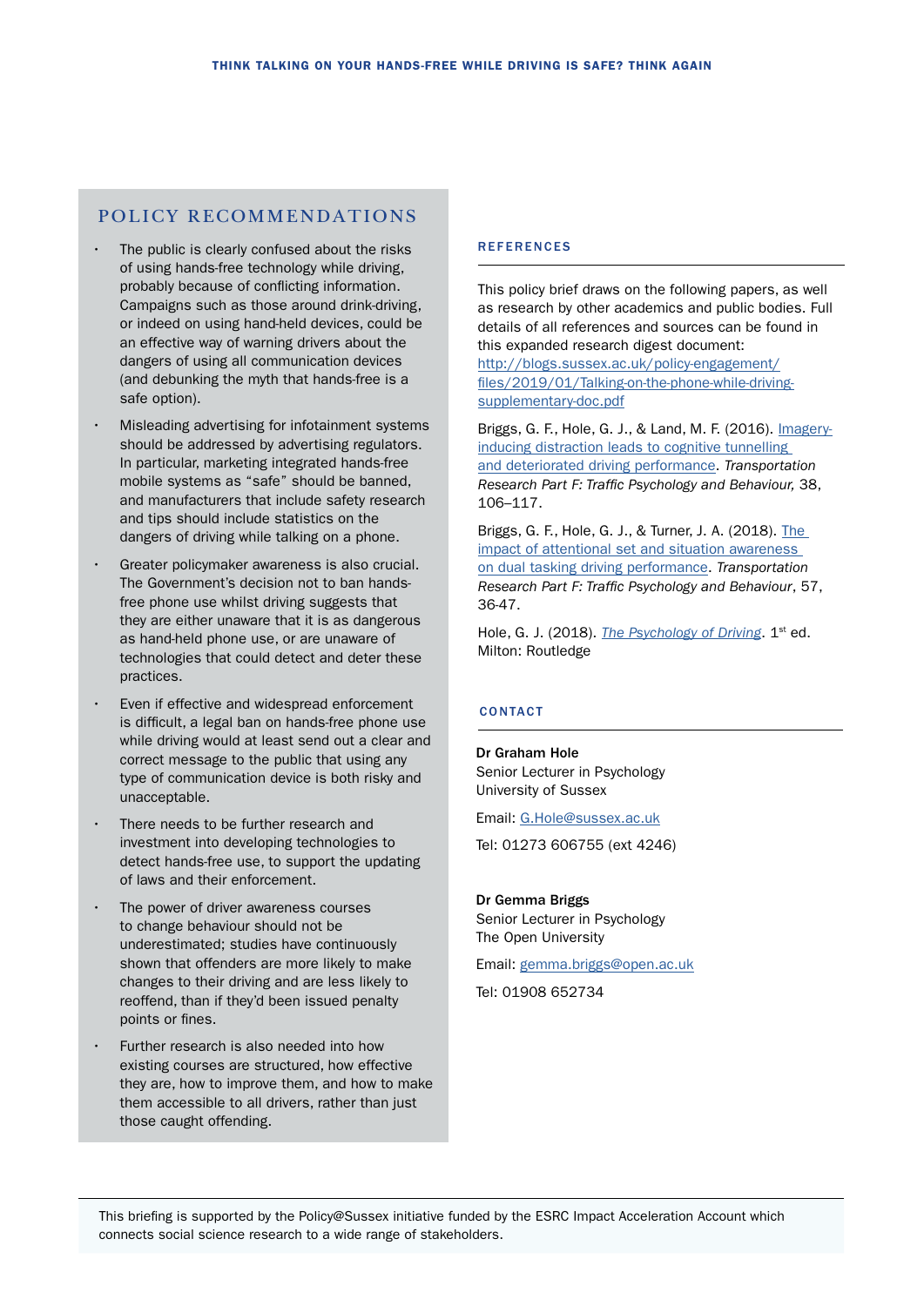## POLICY RECOMMENDATIONS

- The public is clearly confused about the risks of using hands-free technology while driving, probably because of conflicting information. Campaigns such as those around drink-driving, or indeed on using hand-held devices, could be an effective way of warning drivers about the dangers of using all communication devices (and debunking the myth that hands-free is a safe option).
- Misleading advertising for infotainment systems should be addressed by advertising regulators. In particular, marketing integrated hands-free mobile systems as "safe" should be banned, and manufacturers that include safety research and tips should include statistics on the dangers of driving while talking on a phone.
- Greater policymaker awareness is also crucial. The Government's decision not to ban hands-free phone use whilst driving suggests that they are either unaware that it is as dangerous as hand-held phone use, or are unaware of technologies that could detect and deter these practices.
- Even if effective and widespread enforcement is difficult, a legal ban on hands-free phone use while driving would at least send out a clear and correct message to the public that using any type of communication device is both risky and unacceptable.
- There needs to be further research and investment into developing technologies to detect hands-free use, to support the updating of laws and their enforcement.
- The power of driver awareness courses to change behaviour should not be underestimated; studies have continuously shown that offenders are more likely to make changes to their driving and are less likely to reoffend, than if they'd been issued penalty points or fines.
- Further research is also needed into how existing courses are structured, how effective they are, how to improve them, and how to make them accessible to all drivers, rather than just those caught offending.

### REFERENCES

This policy brief draws on the following papers, as well as research by other academics and public bodies. Full details of all references and sources can be found in this expanded research digest document: http://blogs.sussex.ac.uk/policy-engagement/files/2019/01/Talking-on-the-phone-while-driving-supplementary-doc.pdf

Briggs, G. F., Hole, G. J., & Land, M. F. (2016). Imagery-inducing distraction leads to cognitive tunnelling and deteriorated driving performance. *Transportation Research Part F: Traffic Psychology and Behaviour,* 38, 106–117.

Briggs, G. F., Hole, G. J., & Turner, J. A. (2018). The impact of attentional set and situation awareness on dual tasking driving performance. *Transportation Research Part F: Traffic Psychology and Behaviour*, 57, 36-47.

Hole, G. J. (2018). *The Psychology of Driving*. 1st ed. Milton: Routledge

### CONTACT

**Dr Graham Hole**
Senior Lecturer in Psychology
University of Sussex

Email: G.Hole@sussex.ac.uk

Tel: 01273 606755 (ext 4246)

**Dr Gemma Briggs**
Senior Lecturer in Psychology
The Open University

Email: gemma.briggs@open.ac.uk

Tel: 01908 652734

This briefing is supported by the Policy@Sussex initiative funded by the ESRC Impact Acceleration Account which connects social science research to a wide range of stakeholders.